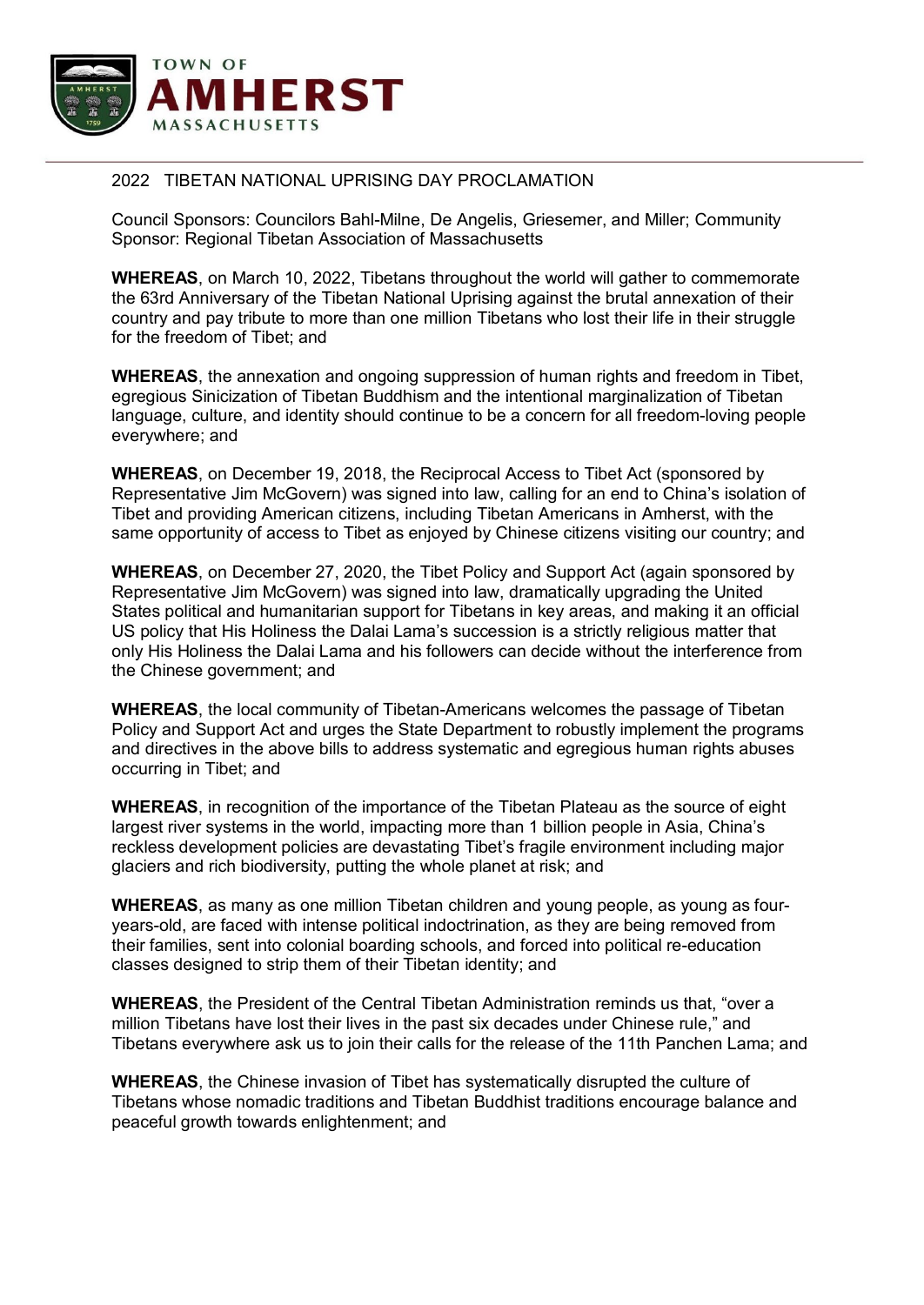TOWN OF

# AMHERST

MASSACHUSETTS

## 2022 TIBETAN NATIONAL UPRISING DAY PROCLAMATION

Council Sponsors: Councilors Bahl-Milne, De Angelis, Griesemer, and Miller; Community Sponsor: Regional Tibetan Association of Massachusetts

**WHEREAS**, on March 10, 2022, Tibetans throughout the world will gather to commemorate the 63rd Anniversary of the Tibetan National Uprising against the brutal annexation of their country and pay tribute to more than one million Tibetans who lost their life in their struggle for the freedom of Tibet; and

**WHEREAS**, the annexation and ongoing suppression of human rights and freedom in Tibet, egregious Sinicization of Tibetan Buddhism and the intentional marginalization of Tibetan language, culture, and identity should continue to be a concern for all freedom-loving people everywhere; and

**WHEREAS**, on December 19, 2018, the Reciprocal Access to Tibet Act (sponsored by Representative Jim McGovern) was signed into law, calling for an end to China's isolation of Tibet and providing American citizens, including Tibetan Americans in Amherst, with the same opportunity of access to Tibet as enjoyed by Chinese citizens visiting our country; and

**WHEREAS**, on December 27, 2020, the Tibet Policy and Support Act (again sponsored by Representative Jim McGovern) was signed into law, dramatically upgrading the United States political and humanitarian support for Tibetans in key areas, and making it an official US policy that His Holiness the Dalai Lama's succession is a strictly religious matter that only His Holiness the Dalai Lama and his followers can decide without the interference from the Chinese government; and

**WHEREAS**, the local community of Tibetan-Americans welcomes the passage of Tibetan Policy and Support Act and urges the State Department to robustly implement the programs and directives in the above bills to address systematic and egregious human rights abuses occurring in Tibet; and

**WHEREAS**, in recognition of the importance of the Tibetan Plateau as the source of eight largest river systems in the world, impacting more than 1 billion people in Asia, China's reckless development policies are devastating Tibet's fragile environment including major glaciers and rich biodiversity, putting the whole planet at risk; and

**WHEREAS**, as many as one million Tibetan children and young people, as young as four-years-old, are faced with intense political indoctrination, as they are being removed from their families, sent into colonial boarding schools, and forced into political re-education classes designed to strip them of their Tibetan identity; and

**WHEREAS**, the President of the Central Tibetan Administration reminds us that, "over a million Tibetans have lost their lives in the past six decades under Chinese rule," and Tibetans everywhere ask us to join their calls for the release of the 11th Panchen Lama; and

**WHEREAS**, the Chinese invasion of Tibet has systematically disrupted the culture of Tibetans whose nomadic traditions and Tibetan Buddhist traditions encourage balance and peaceful growth towards enlightenment; and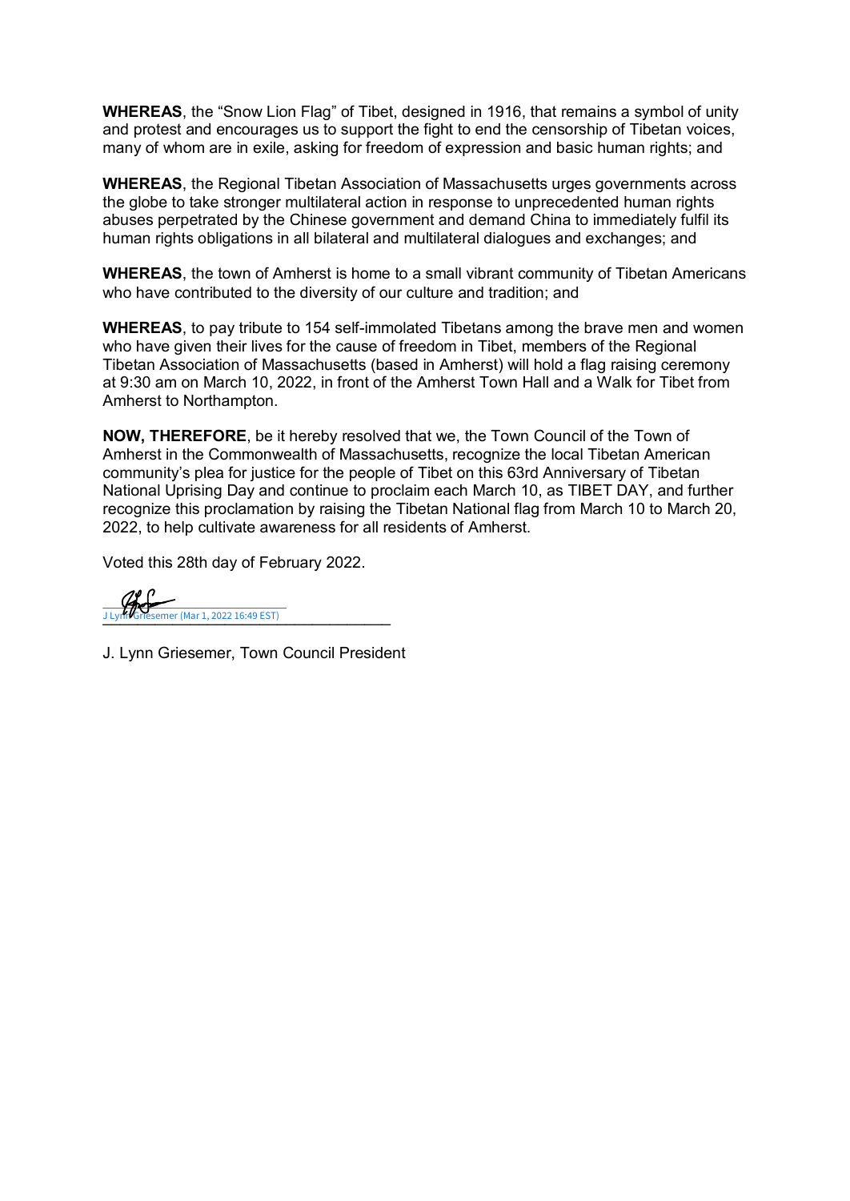**WHEREAS**, the "Snow Lion Flag" of Tibet, designed in 1916, that remains a symbol of unity and protest and encourages us to support the fight to end the censorship of Tibetan voices, many of whom are in exile, asking for freedom of expression and basic human rights; and

**WHEREAS**, the Regional Tibetan Association of Massachusetts urges governments across the globe to take stronger multilateral action in response to unprecedented human rights abuses perpetrated by the Chinese government and demand China to immediately fulfil its human rights obligations in all bilateral and multilateral dialogues and exchanges; and

**WHEREAS**, the town of Amherst is home to a small vibrant community of Tibetan Americans who have contributed to the diversity of our culture and tradition; and

**WHEREAS**, to pay tribute to 154 self-immolated Tibetans among the brave men and women who have given their lives for the cause of freedom in Tibet, members of the Regional Tibetan Association of Massachusetts (based in Amherst) will hold a flag raising ceremony at 9:30 am on March 10, 2022, in front of the Amherst Town Hall and a Walk for Tibet from Amherst to Northampton.

**NOW, THEREFORE**, be it hereby resolved that we, the Town Council of the Town of Amherst in the Commonwealth of Massachusetts, recognize the local Tibetan American community's plea for justice for the people of Tibet on this 63rd Anniversary of Tibetan National Uprising Day and continue to proclaim each March 10, as TIBET DAY, and further recognize this proclamation by raising the Tibetan National flag from March 10 to March 20, 2022, to help cultivate awareness for all residents of Amherst.

Voted this 28th day of February 2022.

J Lynn Griesemer (Mar 1, 2022 16:49 EST)

J. Lynn Griesemer, Town Council President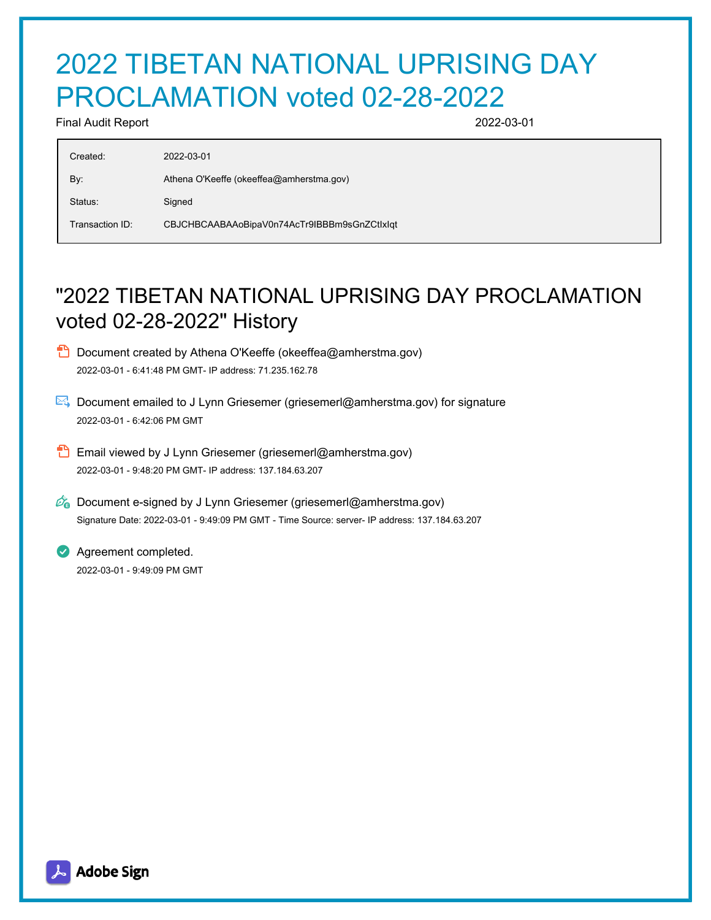# 2022 TIBETAN NATIONAL UPRISING DAY PROCLAMATION voted 02-28-2022

Final Audit Report 2022-03-01

| | |
|---|---|
| Created: | 2022-03-01 |
| By: | Athena O'Keeffe (okeeffea@amherstma.gov) |
| Status: | Signed |
| Transaction ID: | CBJCHBCAABAAoBipaV0n74AcTr9IBBBm9sGnZCtIxIqt |

## "2022 TIBETAN NATIONAL UPRISING DAY PROCLAMATION voted 02-28-2022" History

- Document created by Athena O'Keeffe (okeeffea@amherstma.gov)
  2022-03-01 - 6:41:48 PM GMT- IP address: 71.235.162.78

- Document emailed to J Lynn Griesemer (griesemerl@amherstma.gov) for signature
  2022-03-01 - 6:42:06 PM GMT

- Email viewed by J Lynn Griesemer (griesemerl@amherstma.gov)
  2022-03-01 - 9:48:20 PM GMT- IP address: 137.184.63.207

- Document e-signed by J Lynn Griesemer (griesemerl@amherstma.gov)
  Signature Date: 2022-03-01 - 9:49:09 PM GMT - Time Source: server- IP address: 137.184.63.207

- Agreement completed.
  2022-03-01 - 9:49:09 PM GMT

Adobe Sign